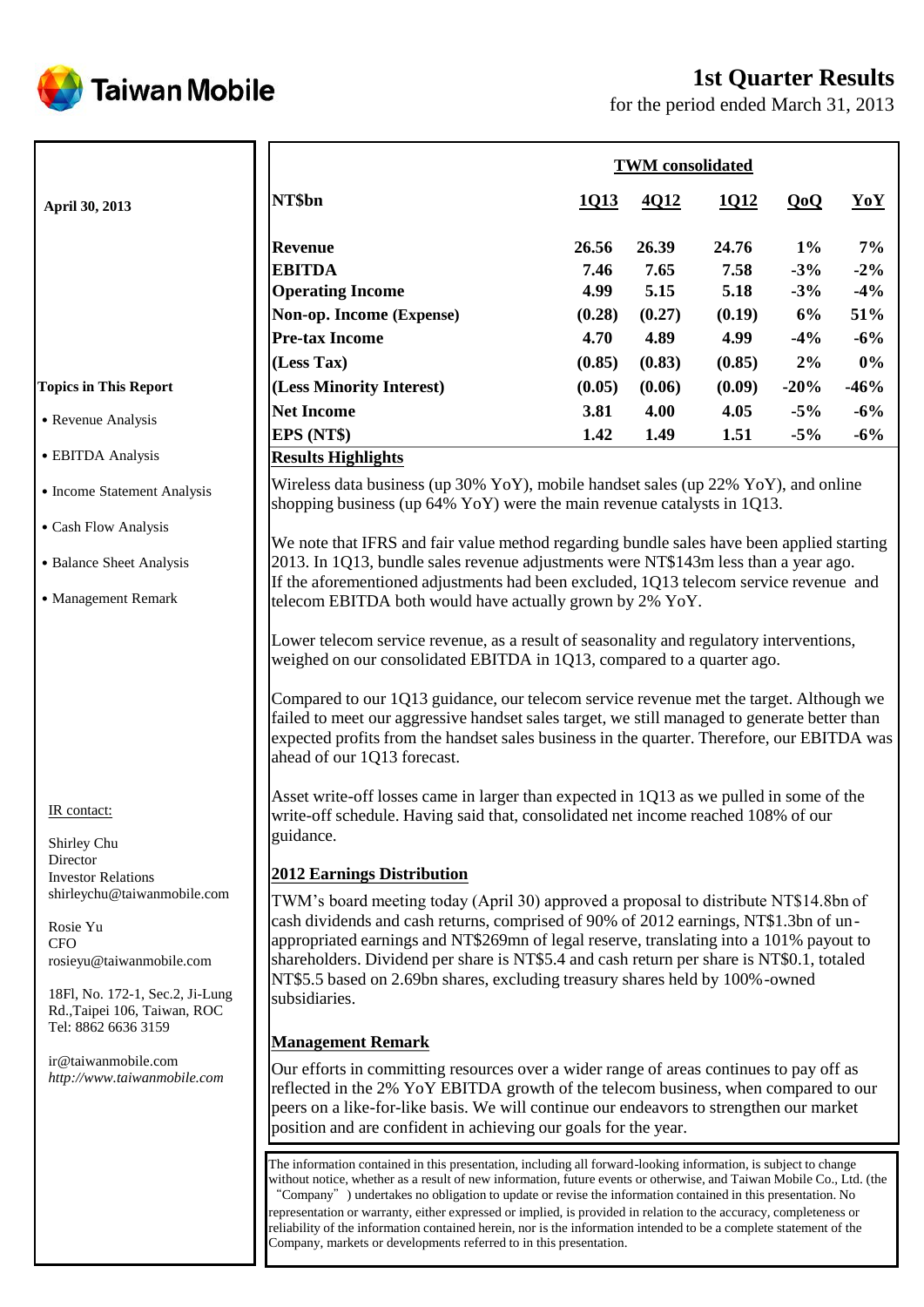# Taiwan Mobile

## 1st Quarter Results

for the period ended March 31, 2013

**April 30, 2013**

| NT$bn | 1Q13 | 4Q12 | 1Q12 | QoQ | YoY |
|---|---|---|---|---|---|
| | **TWM consolidated** | | | | |
| **Revenue** | 26.56 | 26.39 | 24.76 | 1% | 7% |
| **EBITDA** | 7.46 | 7.65 | 7.58 | -3% | -2% |
| **Operating Income** | 4.99 | 5.15 | 5.18 | -3% | -4% |
| **Non-op. Income (Expense)** | (0.28) | (0.27) | (0.19) | 6% | 51% |
| **Pre-tax Income** | 4.70 | 4.89 | 4.99 | -4% | -6% |
| **(Less Tax)** | (0.85) | (0.83) | (0.85) | 2% | 0% |
| **(Less Minority Interest)** | (0.05) | (0.06) | (0.09) | -20% | -46% |
| **Net Income** | 3.81 | 4.00 | 4.05 | -5% | -6% |
| **EPS (NT$)** | 1.42 | 1.49 | 1.51 | -5% | -6% |

**Topics in This Report**

- Revenue Analysis
- EBITDA Analysis
- Income Statement Analysis
- Cash Flow Analysis
- Balance Sheet Analysis
- Management Remark

### Results Highlights

Wireless data business (up 30% YoY), mobile handset sales (up 22% YoY), and online shopping business (up 64% YoY) were the main revenue catalysts in 1Q13.

We note that IFRS and fair value method regarding bundle sales have been applied starting 2013. In 1Q13, bundle sales revenue adjustments were NT$143m less than a year ago. If the aforementioned adjustments had been excluded, 1Q13 telecom service revenue and telecom EBITDA both would have actually grown by 2% YoY.

Lower telecom service revenue, as a result of seasonality and regulatory interventions, weighed on our consolidated EBITDA in 1Q13, compared to a quarter ago.

Compared to our 1Q13 guidance, our telecom service revenue met the target. Although we failed to meet our aggressive handset sales target, we still managed to generate better than expected profits from the handset sales business in the quarter. Therefore, our EBITDA was ahead of our 1Q13 forecast.

Asset write-off losses came in larger than expected in 1Q13 as we pulled in some of the write-off schedule. Having said that, consolidated net income reached 108% of our guidance.

### 2012 Earnings Distribution

TWM's board meeting today (April 30) approved a proposal to distribute NT$14.8bn of cash dividends and cash returns, comprised of 90% of 2012 earnings, NT$1.3bn of un-appropriated earnings and NT$269mn of legal reserve, translating into a 101% payout to shareholders. Dividend per share is NT$5.4 and cash return per share is NT$0.1, totaled NT$5.5 based on 2.69bn shares, excluding treasury shares held by 100%-owned subsidiaries.

### Management Remark

Our efforts in committing resources over a wider range of areas continues to pay off as reflected in the 2% YoY EBITDA growth of the telecom business, when compared to our peers on a like-for-like basis. We will continue our endeavors to strengthen our market position and are confident in achieving our goals for the year.

IR contact:

Shirley Chu
Director
Investor Relations
shirleychu@taiwanmobile.com

Rosie Yu
CFO
rosieyu@taiwanmobile.com

18Fl, No. 172-1, Sec.2, Ji-Lung Rd.,Taipei 106, Taiwan, ROC
Tel: 8862 6636 3159

ir@taiwanmobile.com
*http://www.taiwanmobile.com*

The information contained in this presentation, including all forward-looking information, is subject to change without notice, whether as a result of new information, future events or otherwise, and Taiwan Mobile Co., Ltd. (the "Company") undertakes no obligation to update or revise the information contained in this presentation. No representation or warranty, either expressed or implied, is provided in relation to the accuracy, completeness or reliability of the information contained herein, nor is the information intended to be a complete statement of the Company, markets or developments referred to in this presentation.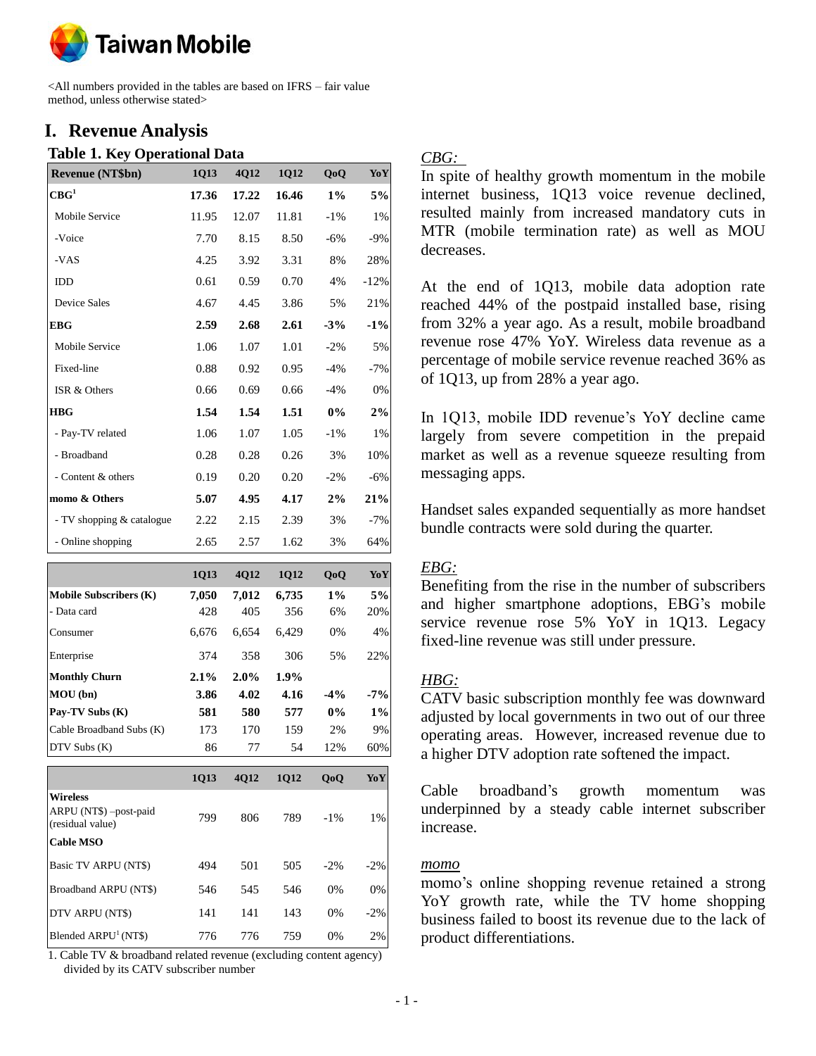<All numbers provided in the tables are based on IFRS – fair value method, unless otherwise stated>

# I. Revenue Analysis

## Table 1. Key Operational Data

| Revenue (NT$bn) | 1Q13 | 4Q12 | 1Q12 | QoQ | YoY |
|---|---|---|---|---|---|
| **CBG[1]** | **17.36** | **17.22** | **16.46** | **1%** | **5%** |
| Mobile Service | 11.95 | 12.07 | 11.81 | -1% | 1% |
| -Voice | 7.70 | 8.15 | 8.50 | -6% | -9% |
| -VAS | 4.25 | 3.92 | 3.31 | 8% | 28% |
| IDD | 0.61 | 0.59 | 0.70 | 4% | -12% |
| Device Sales | 4.67 | 4.45 | 3.86 | 5% | 21% |
| **EBG** | **2.59** | **2.68** | **2.61** | **-3%** | **-1%** |
| Mobile Service | 1.06 | 1.07 | 1.01 | -2% | 5% |
| Fixed-line | 0.88 | 0.92 | 0.95 | -4% | -7% |
| ISR & Others | 0.66 | 0.69 | 0.66 | -4% | 0% |
| **HBG** | **1.54** | **1.54** | **1.51** | **0%** | **2%** |
| - Pay-TV related | 1.06 | 1.07 | 1.05 | -1% | 1% |
| - Broadband | 0.28 | 0.28 | 0.26 | 3% | 10% |
| - Content & others | 0.19 | 0.20 | 0.20 | -2% | -6% |
| **momo & Others** | **5.07** | **4.95** | **4.17** | **2%** | **21%** |
| - TV shopping & catalogue | 2.22 | 2.15 | 2.39 | 3% | -7% |
| - Online shopping | 2.65 | 2.57 | 1.62 | 3% | 64% |

| | 1Q13 | 4Q12 | 1Q12 | QoQ | YoY |
|---|---|---|---|---|---|
| **Mobile Subscribers (K)** | **7,050** | **7,012** | **6,735** | **1%** | **5%** |
| - Data card | 428 | 405 | 356 | 6% | 20% |
| Consumer | 6,676 | 6,654 | 6,429 | 0% | 4% |
| Enterprise | 374 | 358 | 306 | 5% | 22% |
| **Monthly Churn** | **2.1%** | **2.0%** | **1.9%** | | |
| **MOU (bn)** | **3.86** | **4.02** | **4.16** | **-4%** | **-7%** |
| **Pay-TV Subs (K)** | **581** | **580** | **577** | **0%** | **1%** |
| Cable Broadband Subs (K) | 173 | 170 | 159 | 2% | 9% |
| DTV Subs (K) | 86 | 77 | 54 | 12% | 60% |

| | 1Q13 | 4Q12 | 1Q12 | QoQ | YoY |
|---|---|---|---|---|---|
| **Wireless** | | | | | |
| ARPU (NT$) –post-paid (residual value) | 799 | 806 | 789 | -1% | 1% |
| **Cable MSO** | | | | | |
| Basic TV ARPU (NT$) | 494 | 501 | 505 | -2% | -2% |
| Broadband ARPU (NT$) | 546 | 545 | 546 | 0% | 0% |
| DTV ARPU (NT$) | 141 | 141 | 143 | 0% | -2% |
| Blended ARPU[1] (NT$) | 776 | 776 | 759 | 0% | 2% |

1. Cable TV & broadband related revenue (excluding content agency) divided by its CATV subscriber number

*CBG:*

In spite of healthy growth momentum in the mobile internet business, 1Q13 voice revenue declined, resulted mainly from increased mandatory cuts in MTR (mobile termination rate) as well as MOU decreases.

At the end of 1Q13, mobile data adoption rate reached 44% of the postpaid installed base, rising from 32% a year ago. As a result, mobile broadband revenue rose 47% YoY. Wireless data revenue as a percentage of mobile service revenue reached 36% as of 1Q13, up from 28% a year ago.

In 1Q13, mobile IDD revenue's YoY decline came largely from severe competition in the prepaid market as well as a revenue squeeze resulting from messaging apps.

Handset sales expanded sequentially as more handset bundle contracts were sold during the quarter.

*EBG:*

Benefiting from the rise in the number of subscribers and higher smartphone adoptions, EBG's mobile service revenue rose 5% YoY in 1Q13. Legacy fixed-line revenue was still under pressure.

*HBG:*

CATV basic subscription monthly fee was downward adjusted by local governments in two out of our three operating areas. However, increased revenue due to a higher DTV adoption rate softened the impact.

Cable broadband's growth momentum was underpinned by a steady cable internet subscriber increase.

*momo*

momo's online shopping revenue retained a strong YoY growth rate, while the TV home shopping business failed to boost its revenue due to the lack of product differentiations.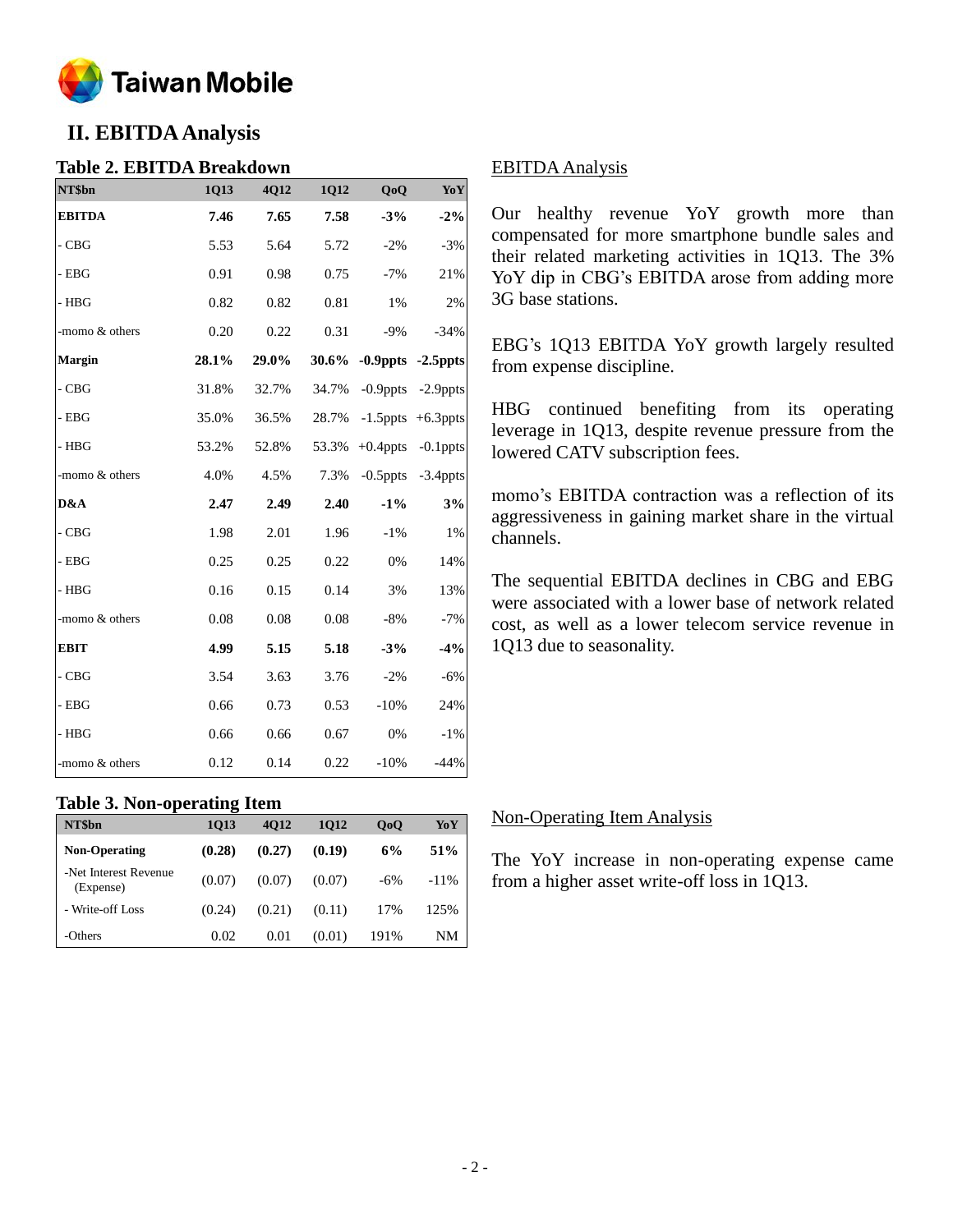## II. EBITDA Analysis

### Table 2. EBITDA Breakdown

| NT$bn | 1Q13 | 4Q12 | 1Q12 | QoQ | YoY |
|---|---|---|---|---|---|
| **EBITDA** | **7.46** | **7.65** | **7.58** | **-3%** | **-2%** |
| - CBG | 5.53 | 5.64 | 5.72 | -2% | -3% |
| - EBG | 0.91 | 0.98 | 0.75 | -7% | 21% |
| - HBG | 0.82 | 0.82 | 0.81 | 1% | 2% |
| -momo & others | 0.20 | 0.22 | 0.31 | -9% | -34% |
| **Margin** | **28.1%** | **29.0%** | **30.6%** | **-0.9ppts** | **-2.5ppts** |
| - CBG | 31.8% | 32.7% | 34.7% | -0.9ppts | -2.9ppts |
| - EBG | 35.0% | 36.5% | 28.7% | -1.5ppts | +6.3ppts |
| - HBG | 53.2% | 52.8% | 53.3% | +0.4ppts | -0.1ppts |
| -momo & others | 4.0% | 4.5% | 7.3% | -0.5ppts | -3.4ppts |
| **D&A** | **2.47** | **2.49** | **2.40** | **-1%** | **3%** |
| - CBG | 1.98 | 2.01 | 1.96 | -1% | 1% |
| - EBG | 0.25 | 0.25 | 0.22 | 0% | 14% |
| - HBG | 0.16 | 0.15 | 0.14 | 3% | 13% |
| -momo & others | 0.08 | 0.08 | 0.08 | -8% | -7% |
| **EBIT** | **4.99** | **5.15** | **5.18** | **-3%** | **-4%** |
| - CBG | 3.54 | 3.63 | 3.76 | -2% | -6% |
| - EBG | 0.66 | 0.73 | 0.53 | -10% | 24% |
| - HBG | 0.66 | 0.66 | 0.67 | 0% | -1% |
| -momo & others | 0.12 | 0.14 | 0.22 | -10% | -44% |

EBITDA Analysis

Our healthy revenue YoY growth more than compensated for more smartphone bundle sales and their related marketing activities in 1Q13. The 3% YoY dip in CBG's EBITDA arose from adding more 3G base stations.

EBG's 1Q13 EBITDA YoY growth largely resulted from expense discipline.

HBG continued benefiting from its operating leverage in 1Q13, despite revenue pressure from the lowered CATV subscription fees.

momo's EBITDA contraction was a reflection of its aggressiveness in gaining market share in the virtual channels.

The sequential EBITDA declines in CBG and EBG were associated with a lower base of network related cost, as well as a lower telecom service revenue in 1Q13 due to seasonality.

### Table 3. Non-operating Item

| NT$bn | 1Q13 | 4Q12 | 1Q12 | QoQ | YoY |
|---|---|---|---|---|---|
| **Non-Operating** | **(0.28)** | **(0.27)** | **(0.19)** | **6%** | **51%** |
| -Net Interest Revenue (Expense) | (0.07) | (0.07) | (0.07) | -6% | -11% |
| - Write-off Loss | (0.24) | (0.21) | (0.11) | 17% | 125% |
| -Others | 0.02 | 0.01 | (0.01) | 191% | NM |

Non-Operating Item Analysis

The YoY increase in non-operating expense came from a higher asset write-off loss in 1Q13.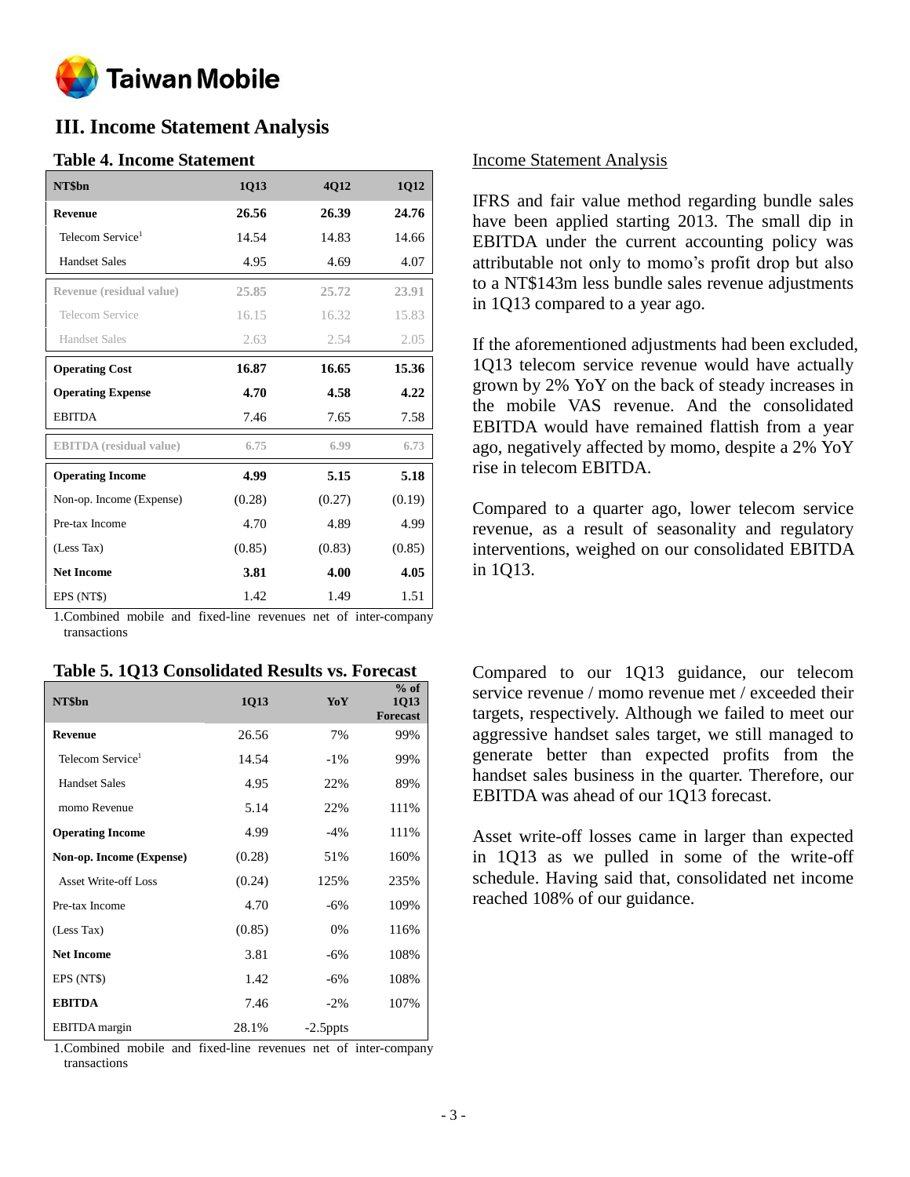## III. Income Statement Analysis

### Table 4. Income Statement

| NT$bn | 1Q13 | 4Q12 | 1Q12 |
|---|---|---|---|
| **Revenue** | **26.56** | **26.39** | **24.76** |
| Telecom Service[1] | 14.54 | 14.83 | 14.66 |
| Handset Sales | 4.95 | 4.69 | 4.07 |
| **Revenue (residual value)** | **25.85** | **25.72** | **23.91** |
| Telecom Service | 16.15 | 16.32 | 15.83 |
| Handset Sales | 2.63 | 2.54 | 2.05 |
| **Operating Cost** | **16.87** | **16.65** | **15.36** |
| **Operating Expense** | **4.70** | **4.58** | **4.22** |
| EBITDA | 7.46 | 7.65 | 7.58 |
| **EBITDA (residual value)** | **6.75** | **6.99** | **6.73** |
| **Operating Income** | **4.99** | **5.15** | **5.18** |
| Non-op. Income (Expense) | (0.28) | (0.27) | (0.19) |
| Pre-tax Income | 4.70 | 4.89 | 4.99 |
| (Less Tax) | (0.85) | (0.83) | (0.85) |
| **Net Income** | **3.81** | **4.00** | **4.05** |
| EPS (NT$) | 1.42 | 1.49 | 1.51 |

1.Combined mobile and fixed-line revenues net of inter-company transactions

### Income Statement Analysis

IFRS and fair value method regarding bundle sales have been applied starting 2013. The small dip in EBITDA under the current accounting policy was attributable not only to momo's profit drop but also to a NT$143m less bundle sales revenue adjustments in 1Q13 compared to a year ago.

If the aforementioned adjustments had been excluded, 1Q13 telecom service revenue would have actually grown by 2% YoY on the back of steady increases in the mobile VAS revenue. And the consolidated EBITDA would have remained flattish from a year ago, negatively affected by momo, despite a 2% YoY rise in telecom EBITDA.

Compared to a quarter ago, lower telecom service revenue, as a result of seasonality and regulatory interventions, weighed on our consolidated EBITDA in 1Q13.

### Table 5. 1Q13 Consolidated Results vs. Forecast

| NT$bn | 1Q13 | YoY | % of 1Q13 Forecast |
|---|---|---|---|
| **Revenue** | 26.56 | 7% | 99% |
| Telecom Service[1] | 14.54 | -1% | 99% |
| Handset Sales | 4.95 | 22% | 89% |
| momo Revenue | 5.14 | 22% | 111% |
| **Operating Income** | 4.99 | -4% | 111% |
| **Non-op. Income (Expense)** | (0.28) | 51% | 160% |
| Asset Write-off Loss | (0.24) | 125% | 235% |
| Pre-tax Income | 4.70 | -6% | 109% |
| (Less Tax) | (0.85) | 0% | 116% |
| **Net Income** | 3.81 | -6% | 108% |
| EPS (NT$) | 1.42 | -6% | 108% |
| **EBITDA** | 7.46 | -2% | 107% |
| EBITDA margin | 28.1% | -2.5ppts | |

1.Combined mobile and fixed-line revenues net of inter-company transactions

Compared to our 1Q13 guidance, our telecom service revenue / momo revenue met / exceeded their targets, respectively. Although we failed to meet our aggressive handset sales target, we still managed to generate better than expected profits from the handset sales business in the quarter. Therefore, our EBITDA was ahead of our 1Q13 forecast.

Asset write-off losses came in larger than expected in 1Q13 as we pulled in some of the write-off schedule. Having said that, consolidated net income reached 108% of our guidance.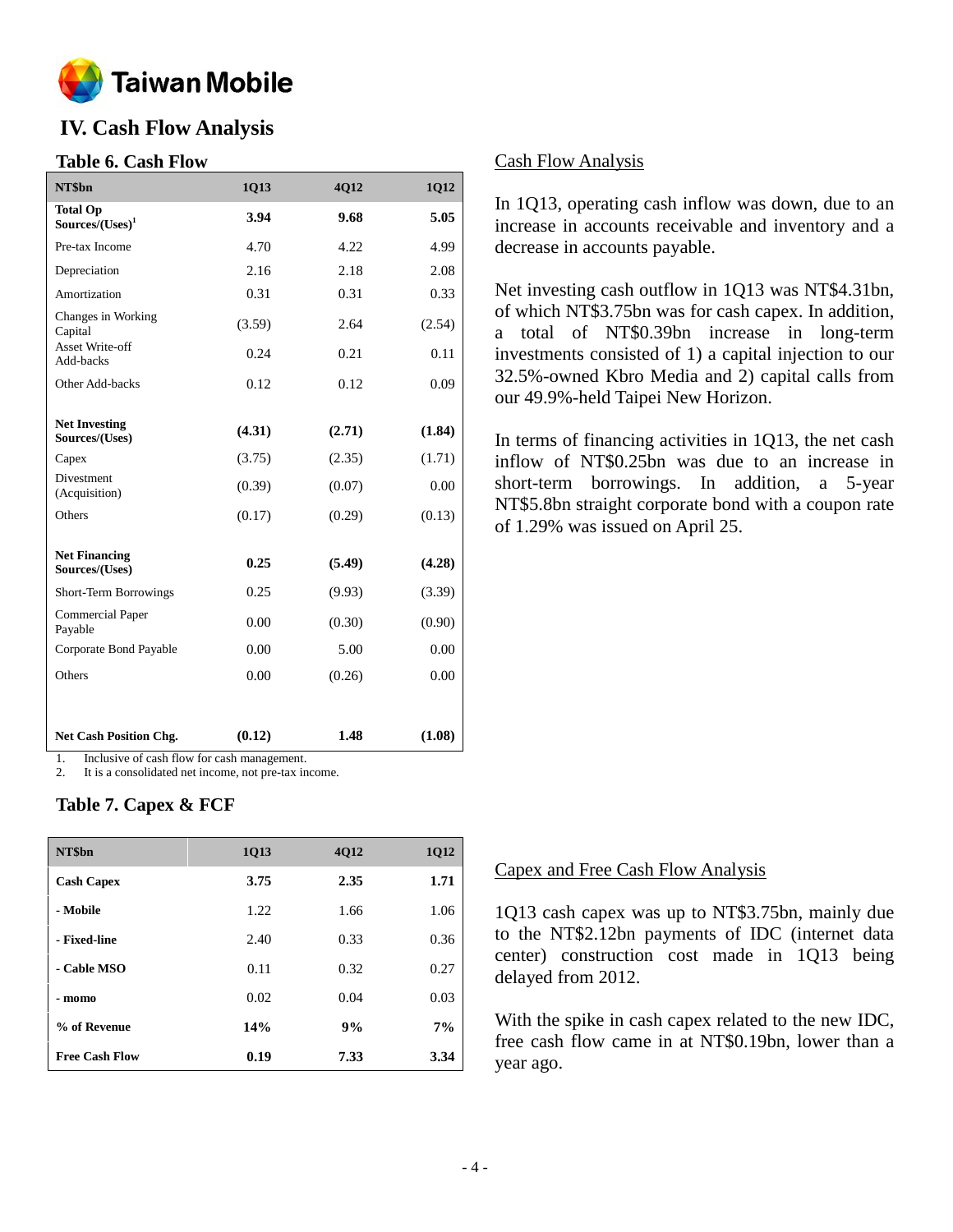## IV. Cash Flow Analysis

### Table 6. Cash Flow

| NT$bn | 1Q13 | 4Q12 | 1Q12 |
|---|---|---|---|
| **Total Op Sources/(Uses)[1]** | **3.94** | **9.68** | **5.05** |
| Pre-tax Income | 4.70 | 4.22 | 4.99 |
| Depreciation | 2.16 | 2.18 | 2.08 |
| Amortization | 0.31 | 0.31 | 0.33 |
| Changes in Working Capital | (3.59) | 2.64 | (2.54) |
| Asset Write-off Add-backs | 0.24 | 0.21 | 0.11 |
| Other Add-backs | 0.12 | 0.12 | 0.09 |
| **Net Investing Sources/(Uses)** | **(4.31)** | **(2.71)** | **(1.84)** |
| Capex | (3.75) | (2.35) | (1.71) |
| Divestment (Acquisition) | (0.39) | (0.07) | 0.00 |
| Others | (0.17) | (0.29) | (0.13) |
| **Net Financing Sources/(Uses)** | **0.25** | **(5.49)** | **(4.28)** |
| Short-Term Borrowings | 0.25 | (9.93) | (3.39) |
| Commercial Paper Payable | 0.00 | (0.30) | (0.90) |
| Corporate Bond Payable | 0.00 | 5.00 | 0.00 |
| Others | 0.00 | (0.26) | 0.00 |
| **Net Cash Position Chg.** | **(0.12)** | **1.48** | **(1.08)** |

1. Inclusive of cash flow for cash management.
2. It is a consolidated net income, not pre-tax income.

Cash Flow Analysis

In 1Q13, operating cash inflow was down, due to an increase in accounts receivable and inventory and a decrease in accounts payable.

Net investing cash outflow in 1Q13 was NT$4.31bn, of which NT$3.75bn was for cash capex. In addition, a total of NT$0.39bn increase in long-term investments consisted of 1) a capital injection to our 32.5%-owned Kbro Media and 2) capital calls from our 49.9%-held Taipei New Horizon.

In terms of financing activities in 1Q13, the net cash inflow of NT$0.25bn was due to an increase in short-term borrowings. In addition, a 5-year NT$5.8bn straight corporate bond with a coupon rate of 1.29% was issued on April 25.

### Table 7. Capex & FCF

| NT$bn | 1Q13 | 4Q12 | 1Q12 |
|---|---|---|---|
| **Cash Capex** | **3.75** | **2.35** | **1.71** |
| **- Mobile** | 1.22 | 1.66 | 1.06 |
| **- Fixed-line** | 2.40 | 0.33 | 0.36 |
| **- Cable MSO** | 0.11 | 0.32 | 0.27 |
| **- momo** | 0.02 | 0.04 | 0.03 |
| **% of Revenue** | **14%** | **9%** | **7%** |
| **Free Cash Flow** | **0.19** | **7.33** | **3.34** |

Capex and Free Cash Flow Analysis

1Q13 cash capex was up to NT$3.75bn, mainly due to the NT$2.12bn payments of IDC (internet data center) construction cost made in 1Q13 being delayed from 2012.

With the spike in cash capex related to the new IDC, free cash flow came in at NT$0.19bn, lower than a year ago.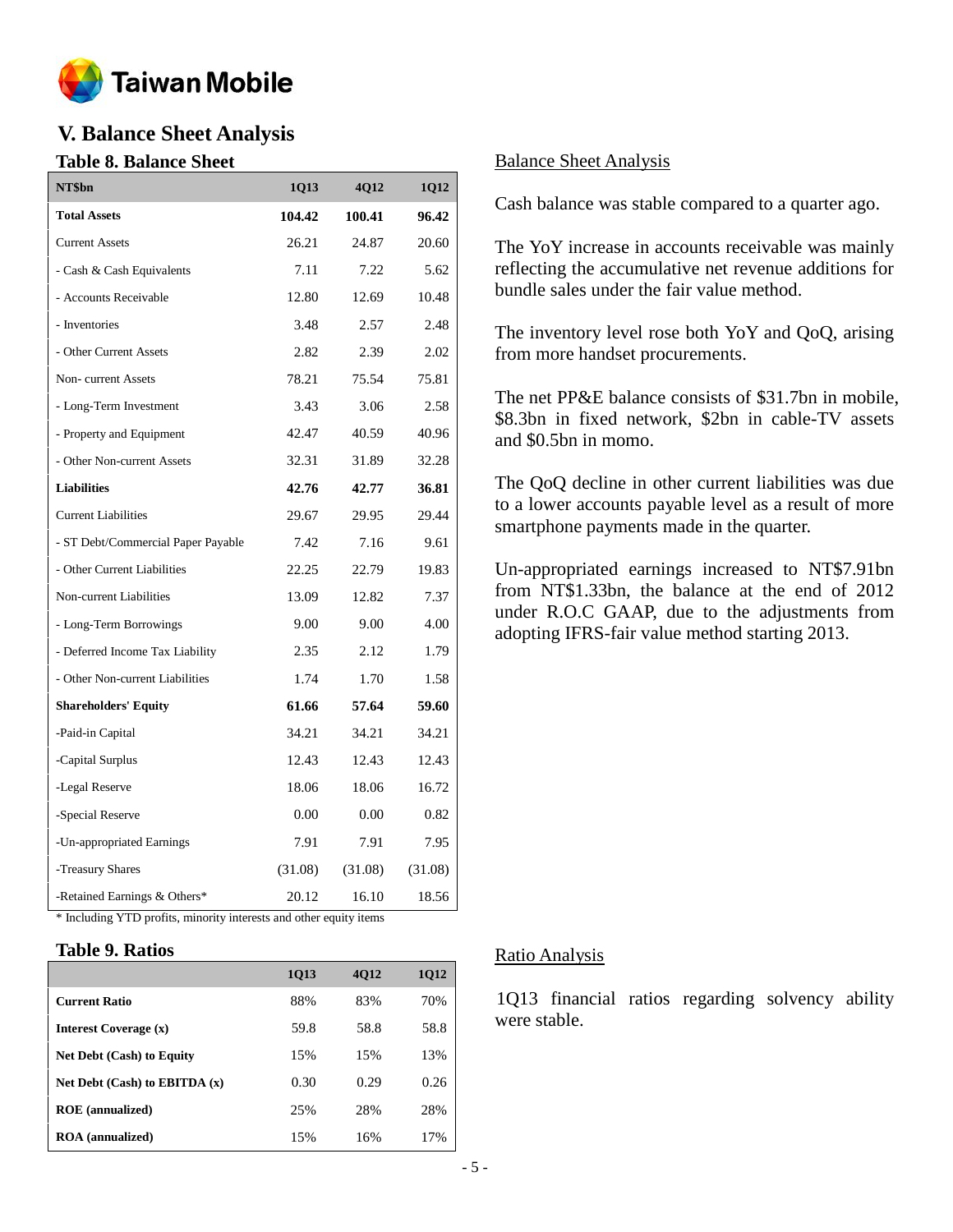## V. Balance Sheet Analysis

### Table 8. Balance Sheet

| NT$bn | 1Q13 | 4Q12 | 1Q12 |
|---|---|---|---|
| **Total Assets** | **104.42** | **100.41** | **96.42** |
| Current Assets | 26.21 | 24.87 | 20.60 |
| - Cash & Cash Equivalents | 7.11 | 7.22 | 5.62 |
| - Accounts Receivable | 12.80 | 12.69 | 10.48 |
| - Inventories | 3.48 | 2.57 | 2.48 |
| - Other Current Assets | 2.82 | 2.39 | 2.02 |
| Non- current Assets | 78.21 | 75.54 | 75.81 |
| - Long-Term Investment | 3.43 | 3.06 | 2.58 |
| - Property and Equipment | 42.47 | 40.59 | 40.96 |
| - Other Non-current Assets | 32.31 | 31.89 | 32.28 |
| **Liabilities** | **42.76** | **42.77** | **36.81** |
| Current Liabilities | 29.67 | 29.95 | 29.44 |
| - ST Debt/Commercial Paper Payable | 7.42 | 7.16 | 9.61 |
| - Other Current Liabilities | 22.25 | 22.79 | 19.83 |
| Non-current Liabilities | 13.09 | 12.82 | 7.37 |
| - Long-Term Borrowings | 9.00 | 9.00 | 4.00 |
| - Deferred Income Tax Liability | 2.35 | 2.12 | 1.79 |
| - Other Non-current Liabilities | 1.74 | 1.70 | 1.58 |
| **Shareholders' Equity** | **61.66** | **57.64** | **59.60** |
| -Paid-in Capital | 34.21 | 34.21 | 34.21 |
| -Capital Surplus | 12.43 | 12.43 | 12.43 |
| -Legal Reserve | 18.06 | 18.06 | 16.72 |
| -Special Reserve | 0.00 | 0.00 | 0.82 |
| -Un-appropriated Earnings | 7.91 | 7.91 | 7.95 |
| -Treasury Shares | (31.08) | (31.08) | (31.08) |
| -Retained Earnings & Others* | 20.12 | 16.10 | 18.56 |

* Including YTD profits, minority interests and other equity items

<u>Balance Sheet Analysis</u>

Cash balance was stable compared to a quarter ago.

The YoY increase in accounts receivable was mainly reflecting the accumulative net revenue additions for bundle sales under the fair value method.

The inventory level rose both YoY and QoQ, arising from more handset procurements.

The net PP&E balance consists of $31.7bn in mobile, $8.3bn in fixed network, $2bn in cable-TV assets and $0.5bn in momo.

The QoQ decline in other current liabilities was due to a lower accounts payable level as a result of more smartphone payments made in the quarter.

Un-appropriated earnings increased to NT$7.91bn from NT$1.33bn, the balance at the end of 2012 under R.O.C GAAP, due to the adjustments from adopting IFRS-fair value method starting 2013.

### Table 9. Ratios

| | 1Q13 | 4Q12 | 1Q12 |
|---|---|---|---|
| **Current Ratio** | 88% | 83% | 70% |
| **Interest Coverage (x)** | 59.8 | 58.8 | 58.8 |
| **Net Debt (Cash) to Equity** | 15% | 15% | 13% |
| **Net Debt (Cash) to EBITDA (x)** | 0.30 | 0.29 | 0.26 |
| **ROE (annualized)** | 25% | 28% | 28% |
| **ROA (annualized)** | 15% | 16% | 17% |

<u>Ratio Analysis</u>

1Q13 financial ratios regarding solvency ability were stable.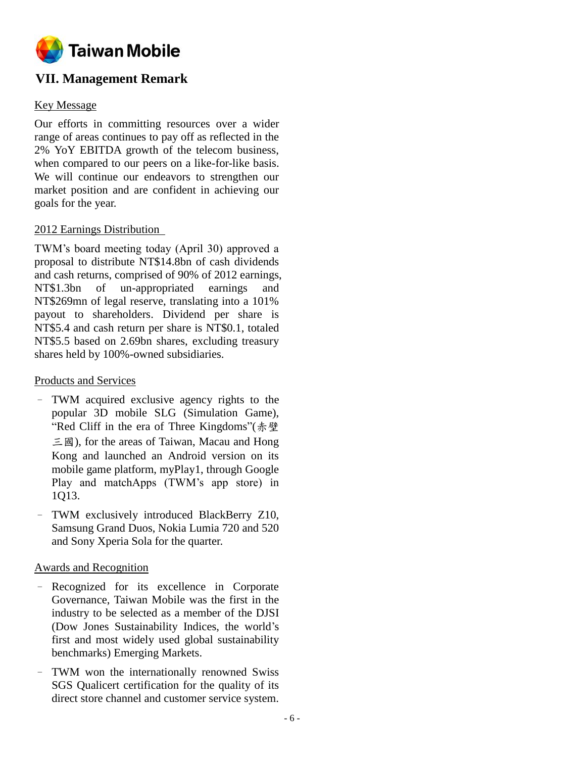## VII. Management Remark

Key Message

Our efforts in committing resources over a wider range of areas continues to pay off as reflected in the 2% YoY EBITDA growth of the telecom business, when compared to our peers on a like-for-like basis. We will continue our endeavors to strengthen our market position and are confident in achieving our goals for the year.

2012 Earnings Distribution

TWM's board meeting today (April 30) approved a proposal to distribute NT$14.8bn of cash dividends and cash returns, comprised of 90% of 2012 earnings, NT$1.3bn of un-appropriated earnings and NT$269mn of legal reserve, translating into a 101% payout to shareholders. Dividend per share is NT$5.4 and cash return per share is NT$0.1, totaled NT$5.5 based on 2.69bn shares, excluding treasury shares held by 100%-owned subsidiaries.

Products and Services

- TWM acquired exclusive agency rights to the popular 3D mobile SLG (Simulation Game), "Red Cliff in the era of Three Kingdoms"(赤壁三國), for the areas of Taiwan, Macau and Hong Kong and launched an Android version on its mobile game platform, myPlay1, through Google Play and matchApps (TWM's app store) in 1Q13.
- TWM exclusively introduced BlackBerry Z10, Samsung Grand Duos, Nokia Lumia 720 and 520 and Sony Xperia Sola for the quarter.

Awards and Recognition

- Recognized for its excellence in Corporate Governance, Taiwan Mobile was the first in the industry to be selected as a member of the DJSI (Dow Jones Sustainability Indices, the world's first and most widely used global sustainability benchmarks) Emerging Markets.
- TWM won the internationally renowned Swiss SGS Qualicert certification for the quality of its direct store channel and customer service system.